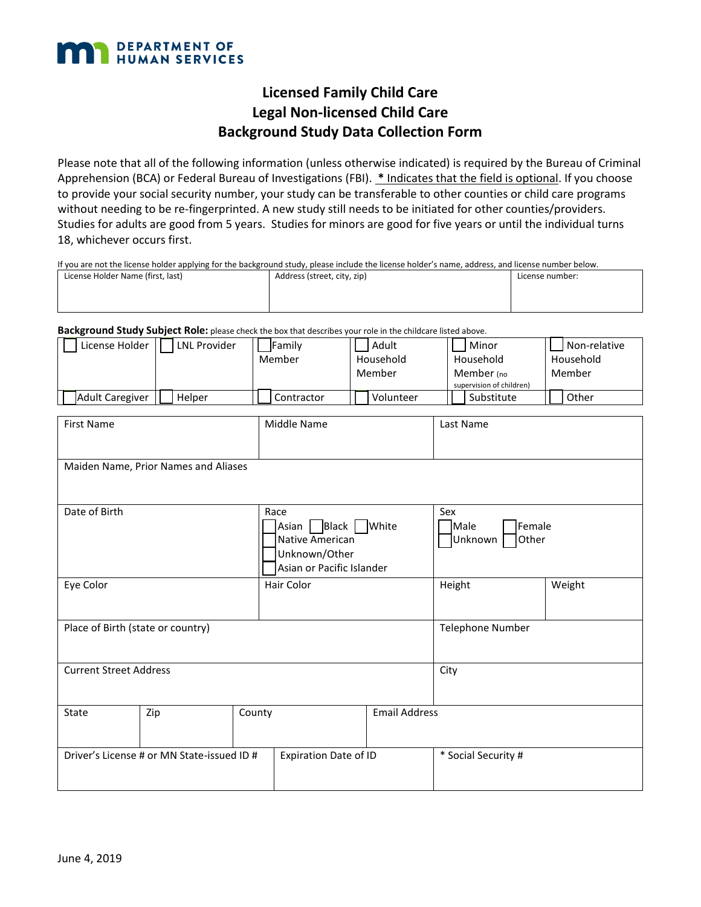DEPARTMENT OF HUMAN SERVICES

# Licensed Family Child Care
# Legal Non-licensed Child Care
# Background Study Data Collection Form

Please note that all of the following information (unless otherwise indicated) is required by the Bureau of Criminal Apprehension (BCA) or Federal Bureau of Investigations (FBI). * Indicates that the field is optional. If you choose to provide your social security number, your study can be transferable to other counties or child care programs without needing to be re-fingerprinted. A new study still needs to be initiated for other counties/providers. Studies for adults are good from 5 years. Studies for minors are good for five years or until the individual turns 18, whichever occurs first.

If you are not the license holder applying for the background study, please include the license holder's name, address, and license number below.

| License Holder Name (first, last) | Address (street, city, zip) | License number: |
|---|---|---|
| | | |

**Background Study Subject Role:** please check the box that describes your role in the childcare listed above.

| | | | | | |
|---|---|---|---|---|---|
| ☐ License Holder | ☐ LNL Provider | ☐ Family Member | ☐ Adult Household Member | ☐ Minor Household Member (no supervision of children) | ☐ Non-relative Household Member |
| ☐ Adult Caregiver | ☐ Helper | ☐ Contractor | ☐ Volunteer | ☐ Substitute | ☐ Other |

| First Name | Middle Name | Last Name | |
|---|---|---|---|
| | | | |
| Maiden Name, Prior Names and Aliases | | | |
| Date of Birth | Race<br>☐ Asian ☐ Black ☐ White<br>☐ Native American<br>☐ Unknown/Other<br>☐ Asian or Pacific Islander | Sex<br>☐ Male ☐ Female<br>☐ Unknown ☐ Other | |
| Eye Color | Hair Color | Height | Weight |
| Place of Birth (state or country) | | Telephone Number | |
| Current Street Address | | City | |

| State | Zip | County | Email Address |
|---|---|---|---|
| | | | |

| Driver's License # or MN State-issued ID # | Expiration Date of ID | * Social Security # |
|---|---|---|
| | | |

June 4, 2019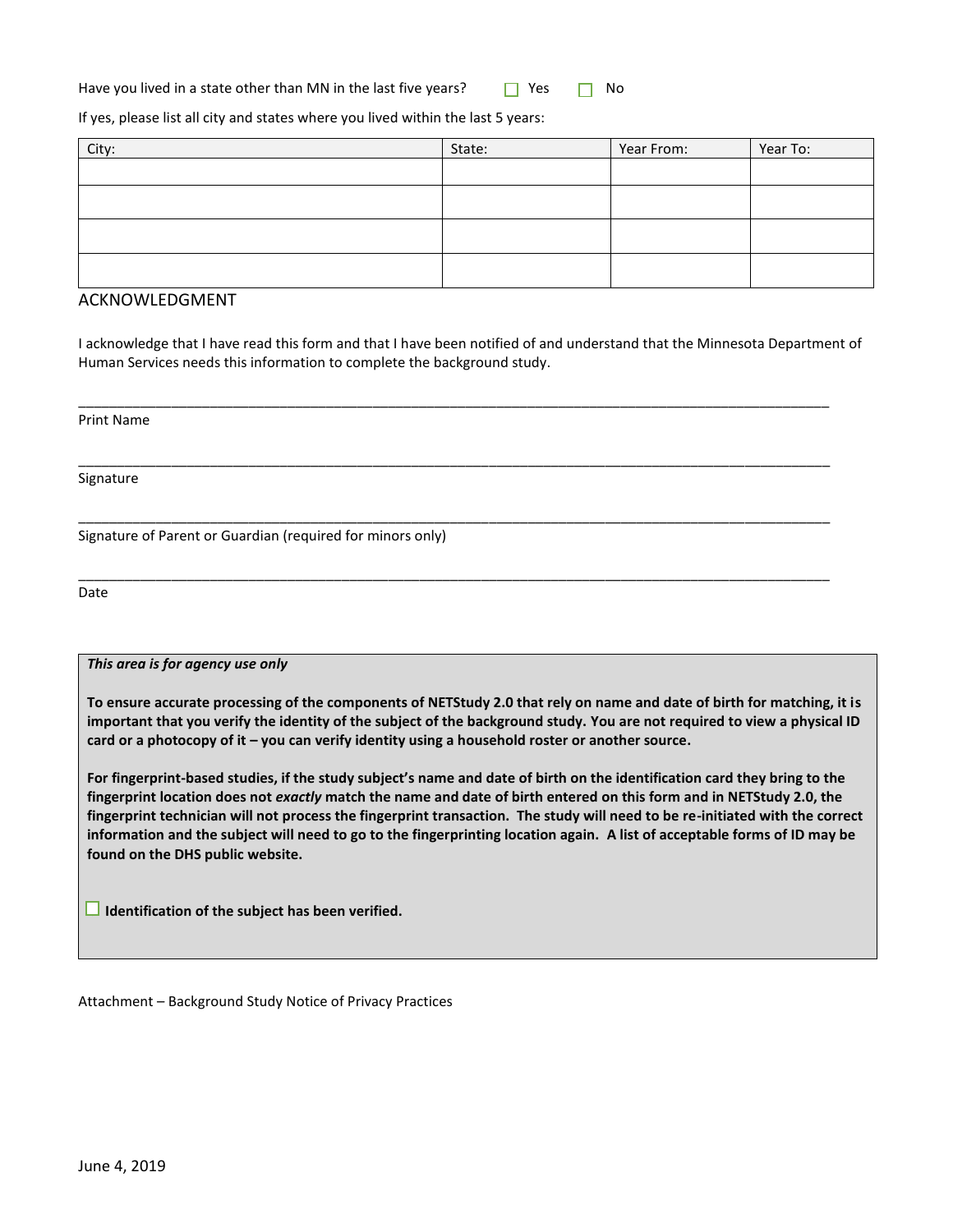Have you lived in a state other than MN in the last five years? ☐ Yes ☐ No

If yes, please list all city and states where you lived within the last 5 years:

| City: | State: | Year From: | Year To: |
|---|---|---|---|
| | | | |
| | | | |
| | | | |
| | | | |

## ACKNOWLEDGMENT

I acknowledge that I have read this form and that I have been notified of and understand that the Minnesota Department of Human Services needs this information to complete the background study.

______________________________________________________________________________

Print Name

______________________________________________________________________________

Signature

______________________________________________________________________________

Signature of Parent or Guardian (required for minors only)

______________________________________________________________________________

Date

***This area is for agency use only***

**To ensure accurate processing of the components of NETStudy 2.0 that rely on name and date of birth for matching, it is important that you verify the identity of the subject of the background study. You are not required to view a physical ID card or a photocopy of it – you can verify identity using a household roster or another source.**

**For fingerprint-based studies, if the study subject's name and date of birth on the identification card they bring to the fingerprint location does not *exactly* match the name and date of birth entered on this form and in NETStudy 2.0, the fingerprint technician will not process the fingerprint transaction. The study will need to be re-initiated with the correct information and the subject will need to go to the fingerprinting location again. A list of acceptable forms of ID may be found on the DHS public website.**

☐ **Identification of the subject has been verified.**

Attachment – Background Study Notice of Privacy Practices

June 4, 2019